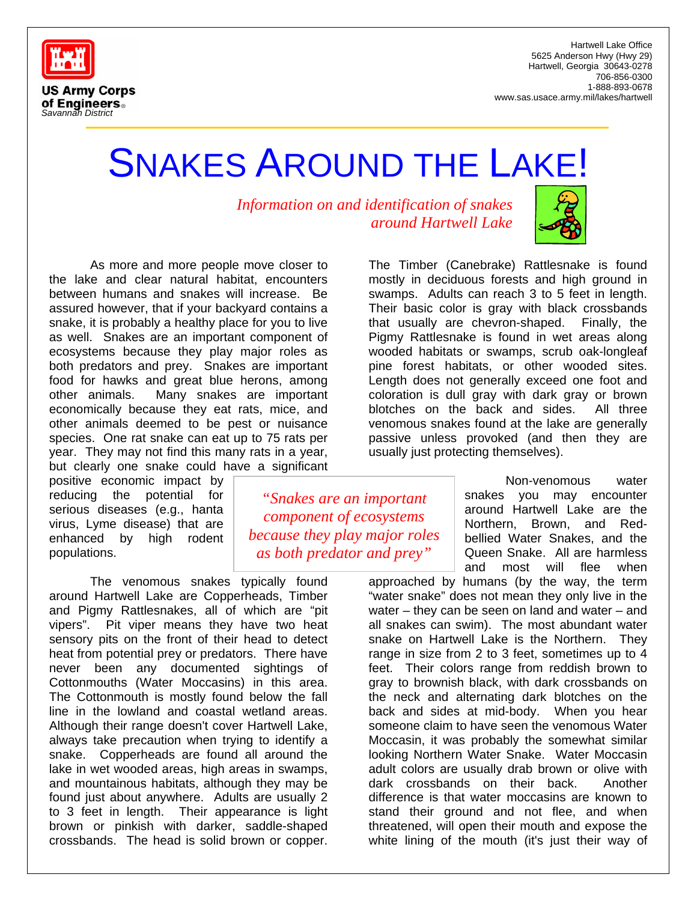US Army Corps of Engineers
Savannah District

Hartwell Lake Office
5625 Anderson Hwy (Hwy 29)
Hartwell, Georgia 30643-0278
706-856-0300
1-888-893-0678
www.sas.usace.army.mil/lakes/hartwell

# SNAKES AROUND THE LAKE!

*Information on and identification of snakes around Hartwell Lake*

As more and more people move closer to the lake and clear natural habitat, encounters between humans and snakes will increase. Be assured however, that if your backyard contains a snake, it is probably a healthy place for you to live as well. Snakes are an important component of ecosystems because they play major roles as both predators and prey. Snakes are important food for hawks and great blue herons, among other animals. Many snakes are important economically because they eat rats, mice, and other animals deemed to be pest or nuisance species. One rat snake can eat up to 75 rats per year. They may not find this many rats in a year, but clearly one snake could have a significant positive economic impact by reducing the potential for serious diseases (e.g., hanta virus, Lyme disease) that are enhanced by high rodent populations.

> *"Snakes are an important component of ecosystems because they play major roles as both predator and prey"*

The venomous snakes typically found around Hartwell Lake are Copperheads, Timber and Pigmy Rattlesnakes, all of which are "pit vipers". Pit viper means they have two heat sensory pits on the front of their head to detect heat from potential prey or predators. There have never been any documented sightings of Cottonmouths (Water Moccasins) in this area. The Cottonmouth is mostly found below the fall line in the lowland and coastal wetland areas. Although their range doesn't cover Hartwell Lake, always take precaution when trying to identify a snake. Copperheads are found all around the lake in wet wooded areas, high areas in swamps, and mountainous habitats, although they may be found just about anywhere. Adults are usually 2 to 3 feet in length. Their appearance is light brown or pinkish with darker, saddle-shaped crossbands. The head is solid brown or copper.

The Timber (Canebrake) Rattlesnake is found mostly in deciduous forests and high ground in swamps. Adults can reach 3 to 5 feet in length. Their basic color is gray with black crossbands that usually are chevron-shaped. Finally, the Pigmy Rattlesnake is found in wet areas along wooded habitats or swamps, scrub oak-longleaf pine forest habitats, or other wooded sites. Length does not generally exceed one foot and coloration is dull gray with dark gray or brown blotches on the back and sides. All three venomous snakes found at the lake are generally passive unless provoked (and then they are usually just protecting themselves).

Non-venomous water snakes you may encounter around Hartwell Lake are the Northern, Brown, and Red-bellied Water Snakes, and the Queen Snake. All are harmless and most will flee when approached by humans (by the way, the term "water snake" does not mean they only live in the water – they can be seen on land and water – and all snakes can swim). The most abundant water snake on Hartwell Lake is the Northern. They range in size from 2 to 3 feet, sometimes up to 4 feet. Their colors range from reddish brown to gray to brownish black, with dark crossbands on the neck and alternating dark blotches on the back and sides at mid-body. When you hear someone claim to have seen the venomous Water Moccasin, it was probably the somewhat similar looking Northern Water Snake. Water Moccasin adult colors are usually drab brown or olive with dark crossbands on their back. Another difference is that water moccasins are known to stand their ground and not flee, and when threatened, will open their mouth and expose the white lining of the mouth (it's just their way of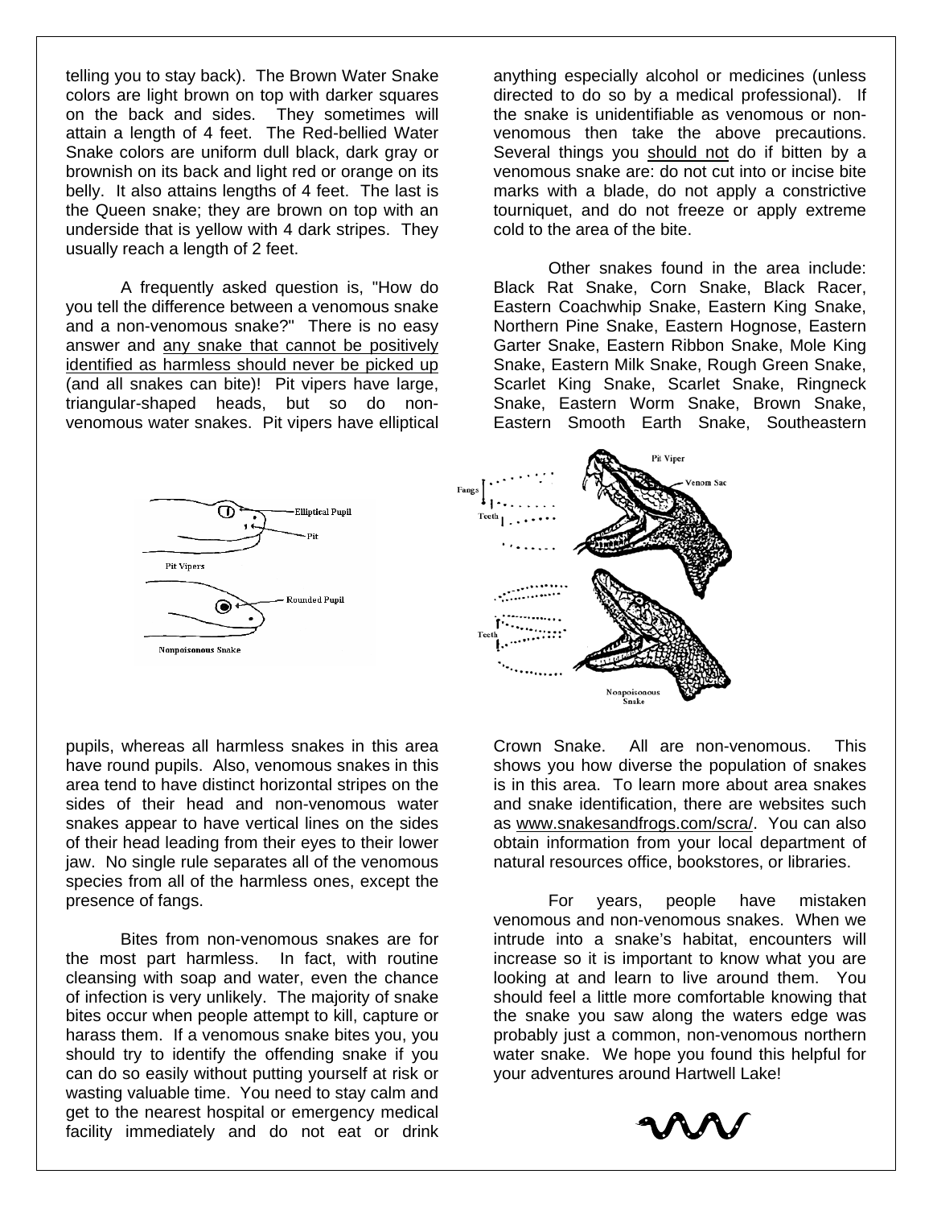telling you to stay back). The Brown Water Snake colors are light brown on top with darker squares on the back and sides. They sometimes will attain a length of 4 feet. The Red-bellied Water Snake colors are uniform dull black, dark gray or brownish on its back and light red or orange on its belly. It also attains lengths of 4 feet. The last is the Queen snake; they are brown on top with an underside that is yellow with 4 dark stripes. They usually reach a length of 2 feet.

A frequently asked question is, "How do you tell the difference between a venomous snake and a non-venomous snake?" There is no easy answer and any snake that cannot be positively identified as harmless should never be picked up (and all snakes can bite)! Pit vipers have large, triangular-shaped heads, but so do non-venomous water snakes. Pit vipers have elliptical pupils, whereas all harmless snakes in this area have round pupils. Also, venomous snakes in this area tend to have distinct horizontal stripes on the sides of their head and non-venomous water snakes appear to have vertical lines on the sides of their head leading from their eyes to their lower jaw. No single rule separates all of the venomous species from all of the harmless ones, except the presence of fangs.

Elliptical Pupil

Pit

Pit Vipers

Rounded Pupil

Nonpoisonous Snake

Fangs

Teeth

Pit Viper

Venom Sac

Teeth

Nonpoisonous Snake

Bites from non-venomous snakes are for the most part harmless. In fact, with routine cleansing with soap and water, even the chance of infection is very unlikely. The majority of snake bites occur when people attempt to kill, capture or harass them. If a venomous snake bites you, you should try to identify the offending snake if you can do so easily without putting yourself at risk or wasting valuable time. You need to stay calm and get to the nearest hospital or emergency medical facility immediately and do not eat or drink anything especially alcohol or medicines (unless directed to do so by a medical professional). If the snake is unidentifiable as venomous or non-venomous then take the above precautions. Several things you should not do if bitten by a venomous snake are: do not cut into or incise bite marks with a blade, do not apply a constrictive tourniquet, and do not freeze or apply extreme cold to the area of the bite.

Other snakes found in the area include: Black Rat Snake, Corn Snake, Black Racer, Eastern Coachwhip Snake, Eastern King Snake, Northern Pine Snake, Eastern Hognose, Eastern Garter Snake, Eastern Ribbon Snake, Mole King Snake, Eastern Milk Snake, Rough Green Snake, Scarlet King Snake, Scarlet Snake, Ringneck Snake, Eastern Worm Snake, Brown Snake, Eastern Smooth Earth Snake, Southeastern Crown Snake. All are non-venomous. This shows you how diverse the population of snakes is in this area. To learn more about area snakes and snake identification, there are websites such as www.snakesandfrogs.com/scra/. You can also obtain information from your local department of natural resources office, bookstores, or libraries.

For years, people have mistaken venomous and non-venomous snakes. When we intrude into a snake's habitat, encounters will increase so it is important to know what you are looking at and learn to live around them. You should feel a little more comfortable knowing that the snake you saw along the waters edge was probably just a common, non-venomous northern water snake. We hope you found this helpful for your adventures around Hartwell Lake!